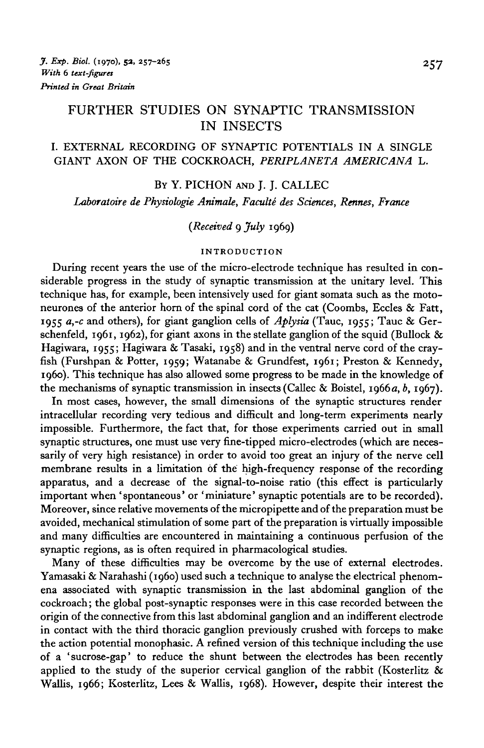# FURTHER STUDIES ON SYNAPTIC TRANSMISSION IN INSECTS

## I. EXTERNAL RECORDING OF SYNAPTIC POTENTIALS IN A SINGLE GIANT AXON OF THE COCKROACH, *PERIPLANETA AMERICANA* L.

BY Y. PICHON AND J. J. CALLEC

*Laboratoire de Physiologie Animale, Faculté des Sciences, Rennes, France*

(*Received* 9 *July* 1969)

### INTRODUCTION

During recent years the use of the micro-electrode technique has resulted in considerable progress in the study of synaptic transmission at the unitary level. This technique has, for example, been intensively used for giant somata such as the motoneurones of the anterior horn of the spinal cord of the cat (Coombs, Eccles & Fatt, 1955 *a*,-*c* and others), for giant ganglion cells of *Aplysia* (Tauc, 1955; Tauc & Gerschenfeld, 1961, 1962), for giant axons in the stellate ganglion of the squid (Bullock & Hagiwara, 1955; Hagiwara & Tasaki, 1958) and in the ventral nerve cord of the crayfish (Furshpan & Potter, 1959; Watanabe & Grundfest, 1961; Preston & Kennedy, 1960). This technique has also allowed some progress to be made in the knowledge of the mechanisms of synaptic transmission in insects (Callec & Boistel, 1966*a*, *b*, 1967).

In most cases, however, the small dimensions of the synaptic structures render intracellular recording very tedious and difficult and long-term experiments nearly impossible. Furthermore, the fact that, for those experiments carried out in small synaptic structures, one must use very fine-tipped micro-electrodes (which are necessarily of very high resistance) in order to avoid too great an injury of the nerve cell membrane results in a limitation of the high-frequency response of the recording apparatus, and a decrease of the signal-to-noise ratio (this effect is particularly important when 'spontaneous' or 'miniature' synaptic potentials are to be recorded). Moreover, since relative movements of the micropipette and of the preparation must be avoided, mechanical stimulation of some part of the preparation is virtually impossible and many difficulties are encountered in maintaining a continuous perfusion of the synaptic regions, as is often required in pharmacological studies.

Many of these difficulties may be overcome by the use of external electrodes. Yamasaki & Narahashi (1960) used such a technique to analyse the electrical phenomena associated with synaptic transmission in the last abdominal ganglion of the cockroach; the global post-synaptic responses were in this case recorded between the origin of the connective from this last abdominal ganglion and an indifferent electrode in contact with the third thoracic ganglion previously crushed with forceps to make the action potential monophasic. A refined version of this technique including the use of a 'sucrose-gap' to reduce the shunt between the electrodes has been recently applied to the study of the superior cervical ganglion of the rabbit (Kosterlitz & Wallis, 1966; Kosterlitz, Lees & Wallis, 1968). However, despite their interest the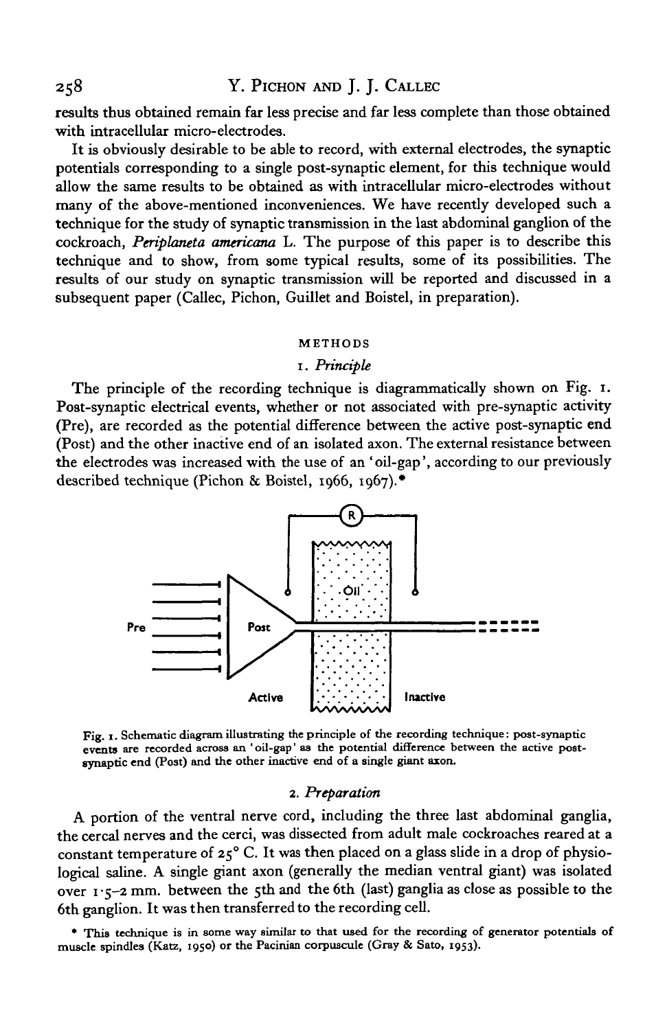results thus obtained remain far less precise and far less complete than those obtained with intracellular micro-electrodes.

It is obviously desirable to be able to record, with external electrodes, the synaptic potentials corresponding to a single post-synaptic element, for this technique would allow the same results to be obtained as with intracellular micro-electrodes without many of the above-mentioned inconveniences. We have recently developed such a technique for the study of synaptic transmission in the last abdominal ganglion of the cockroach, *Periplaneta americana* L. The purpose of this paper is to describe this technique and to show, from some typical results, some of its possibilities. The results of our study on synaptic transmission will be reported and discussed in a subsequent paper (Callec, Pichon, Guillet and Boistel, in preparation).

## METHODS

### 1. *Principle*

The principle of the recording technique is diagrammatically shown on Fig. 1. Post-synaptic electrical events, whether or not associated with pre-synaptic activity (Pre), are recorded as the potential difference between the active post-synaptic end (Post) and the other inactive end of an isolated axon. The external resistance between the electrodes was increased with the use of an 'oil-gap', according to our previously described technique (Pichon & Boistel, 1966, 1967).*

Fig. 1. Schematic diagram illustrating the principle of the recording technique: post-synaptic events are recorded across an 'oil-gap' as the potential difference between the active post-synaptic end (Post) and the other inactive end of a single giant axon.

### 2. *Preparation*

A portion of the ventral nerve cord, including the three last abdominal ganglia, the cercal nerves and the cerci, was dissected from adult male cockroaches reared at a constant temperature of 25° C. It was then placed on a glass slide in a drop of physiological saline. A single giant axon (generally the median ventral giant) was isolated over 1·5–2 mm. between the 5th and the 6th (last) ganglia as close as possible to the 6th ganglion. It was then transferred to the recording cell.

\* This technique is in some way similar to that used for the recording of generator potentials of muscle spindles (Katz, 1950) or the Pacinian corpuscule (Gray & Sato, 1953).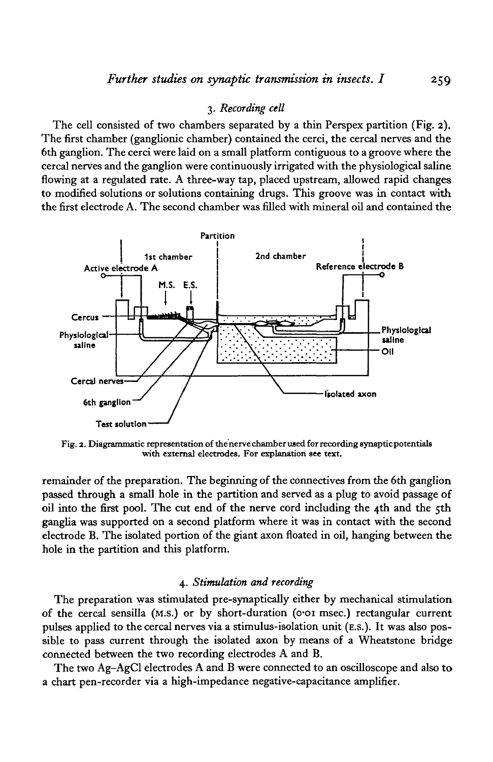### 3. *Recording cell*

The cell consisted of two chambers separated by a thin Perspex partition (Fig. 2). The first chamber (ganglionic chamber) contained the cerci, the cercal nerves and the 6th ganglion. The cerci were laid on a small platform contiguous to a groove where the cercal nerves and the ganglion were continuously irrigated with the physiological saline flowing at a regulated rate. A three-way tap, placed upstream, allowed rapid changes to modified solutions or solutions containing drugs. This groove was in contact with the first electrode A. The second chamber was filled with mineral oil and contained the

Fig. 2. Diagrammatic representation of the nerve chamber used for recording synaptic potentials with external electrodes. For explanation see text.

remainder of the preparation. The beginning of the connectives from the 6th ganglion passed through a small hole in the partition and served as a plug to avoid passage of oil into the first pool. The cut end of the nerve cord including the 4th and the 5th ganglia was supported on a second platform where it was in contact with the second electrode B. The isolated portion of the giant axon floated in oil, hanging between the hole in the partition and this platform.

### 4. *Stimulation and recording*

The preparation was stimulated pre-synaptically either by mechanical stimulation of the cercal sensilla (M.S.) or by short-duration (0·01 msec.) rectangular current pulses applied to the cercal nerves via a stimulus-isolation unit (E.S.). It was also possible to pass current through the isolated axon by means of a Wheatstone bridge connected between the two recording electrodes A and B.

The two Ag–AgCl electrodes A and B were connected to an oscilloscope and also to a chart pen-recorder via a high-impedance negative-capacitance amplifier.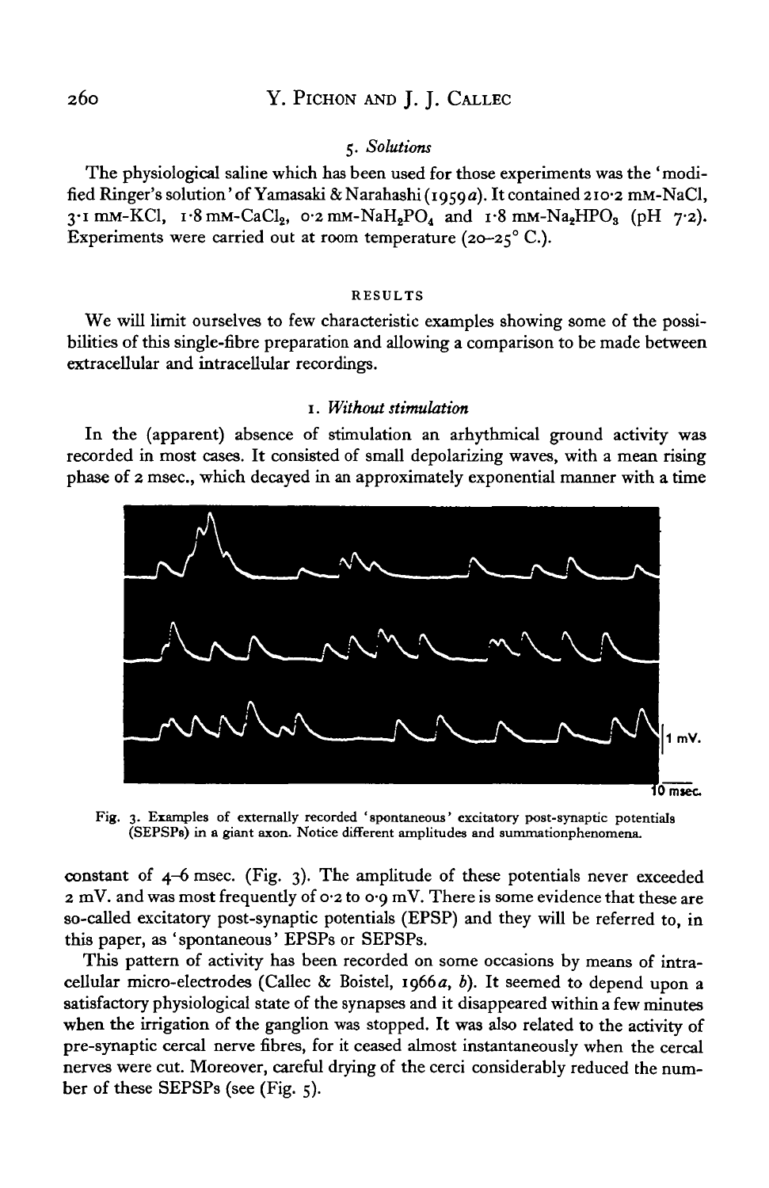### 5. *Solutions*

The physiological saline which has been used for those experiments was the 'modified Ringer's solution' of Yamasaki & Narahashi (1959*a*). It contained 210·2 mM-NaCl, 3·1 mM-KCl, 1·8 mM-$CaCl_2$, 0·2 mM-$NaH_2PO_4$ and 1·8 mM-$Na_2HPO_3$ (pH 7·2). Experiments were carried out at room temperature (20–25° C.).

## RESULTS

We will limit ourselves to few characteristic examples showing some of the possibilities of this single-fibre preparation and allowing a comparison to be made between extracellular and intracellular recordings.

### 1. *Without stimulation*

In the (apparent) absence of stimulation an arhythmical ground activity was recorded in most cases. It consisted of small depolarizing waves, with a mean rising phase of 2 msec., which decayed in an approximately exponential manner with a time constant of 4–6 msec. (Fig. 3). The amplitude of these potentials never exceeded 2 mV. and was most frequently of 0·2 to 0·9 mV. There is some evidence that these are so-called excitatory post-synaptic potentials (EPSP) and they will be referred to, in this paper, as 'spontaneous' EPSPs or SEPSPs.

Fig. 3. Examples of externally recorded 'spontaneous' excitatory post-synaptic potentials (SEPSPs) in a giant axon. Notice different amplitudes and summationphenomena.

This pattern of activity has been recorded on some occasions by means of intracellular micro-electrodes (Callec & Boistel, 1966*a*, *b*). It seemed to depend upon a satisfactory physiological state of the synapses and it disappeared within a few minutes when the irrigation of the ganglion was stopped. It was also related to the activity of pre-synaptic cercal nerve fibres, for it ceased almost instantaneously when the cercal nerves were cut. Moreover, careful drying of the cerci considerably reduced the number of these SEPSPs (see (Fig. 5).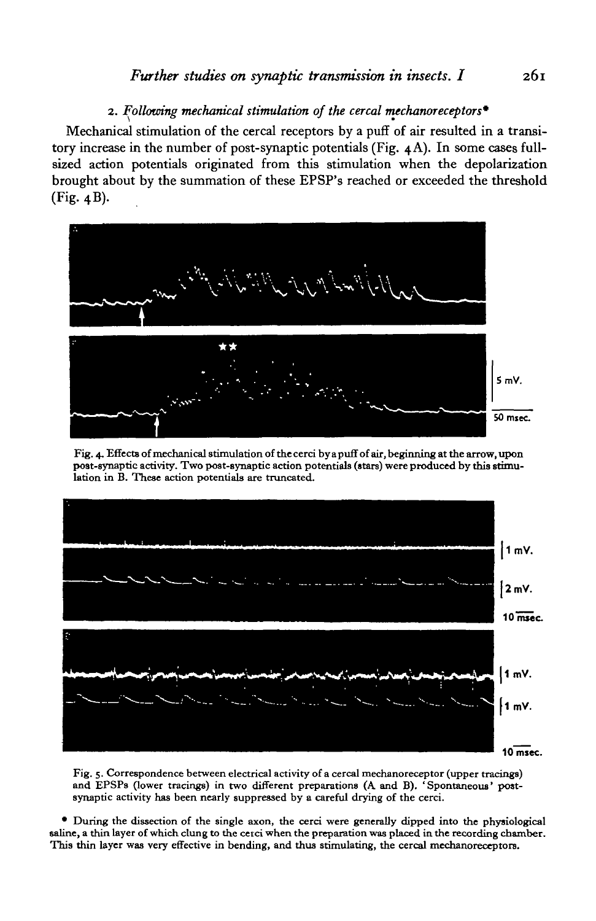### 2. *Following mechanical stimulation of the cercal mechanoreceptors**

Mechanical stimulation of the cercal receptors by a puff of air resulted in a transitory increase in the number of post-synaptic potentials (Fig. 4A). In some cases full-sized action potentials originated from this stimulation when the depolarization brought about by the summation of these EPSP's reached or exceeded the threshold (Fig. 4B).

Fig. 4. Effects of mechanical stimulation of the cerci by a puff of air, beginning at the arrow, upon post-synaptic activity. Two post-synaptic action potentials (stars) were produced by this stimulation in B. These action potentials are truncated.

Fig. 5. Correspondence between electrical activity of a cercal mechanoreceptor (upper tracings) and EPSPs (lower tracings) in two different preparations (A and B). 'Spontaneous' post-synaptic activity has been nearly suppressed by a careful drying of the cerci.

\* During the dissection of the single axon, the cerci were generally dipped into the physiological saline, a thin layer of which clung to the cerci when the preparation was placed in the recording chamber. This thin layer was very effective in bending, and thus stimulating, the cercal mechanoreceptors.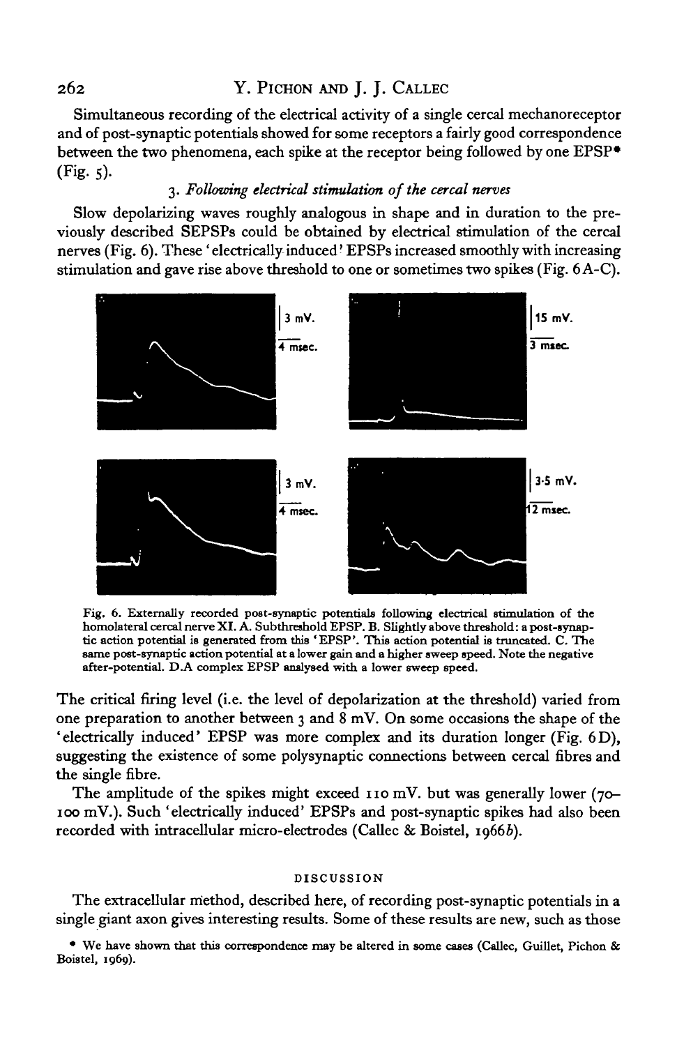Simultaneous recording of the electrical activity of a single cercal mechanoreceptor and of post-synaptic potentials showed for some receptors a fairly good correspondence between the two phenomena, each spike at the receptor being followed by one EPSP* (Fig. 5).

### 3. *Following electrical stimulation of the cercal nerves*

Slow depolarizing waves roughly analogous in shape and in duration to the previously described SEPSPs could be obtained by electrical stimulation of the cercal nerves (Fig. 6). These 'electrically induced' EPSPs increased smoothly with increasing stimulation and gave rise above threshold to one or sometimes two spikes (Fig. 6A–C).

Fig. 6. Externally recorded post-synaptic potentials following electrical stimulation of the homolateral cercal nerve XI. A. Subthreshold EPSP. B. Slightly above threshold: a post-synaptic action potential is generated from this 'EPSP'. This action potential is truncated. C. The same post-synaptic action potential at a lower gain and a higher sweep speed. Note the negative after-potential. D. A complex EPSP analysed with a lower sweep speed.

The critical firing level (i.e. the level of depolarization at the threshold) varied from one preparation to another between 3 and 8 mV. On some occasions the shape of the 'electrically induced' EPSP was more complex and its duration longer (Fig. 6D), suggesting the existence of some polysynaptic connections between cercal fibres and the single fibre.

The amplitude of the spikes might exceed 110 mV. but was generally lower (70–100 mV.). Such 'electrically induced' EPSPs and post-synaptic spikes had also been recorded with intracellular micro-electrodes (Callec & Boistel, 1966*b*).

## DISCUSSION

The extracellular method, described here, of recording post-synaptic potentials in a single giant axon gives interesting results. Some of these results are new, such as those

\* We have shown that this correspondence may be altered in some cases (Callec, Guillet, Pichon & Boistel, 1969).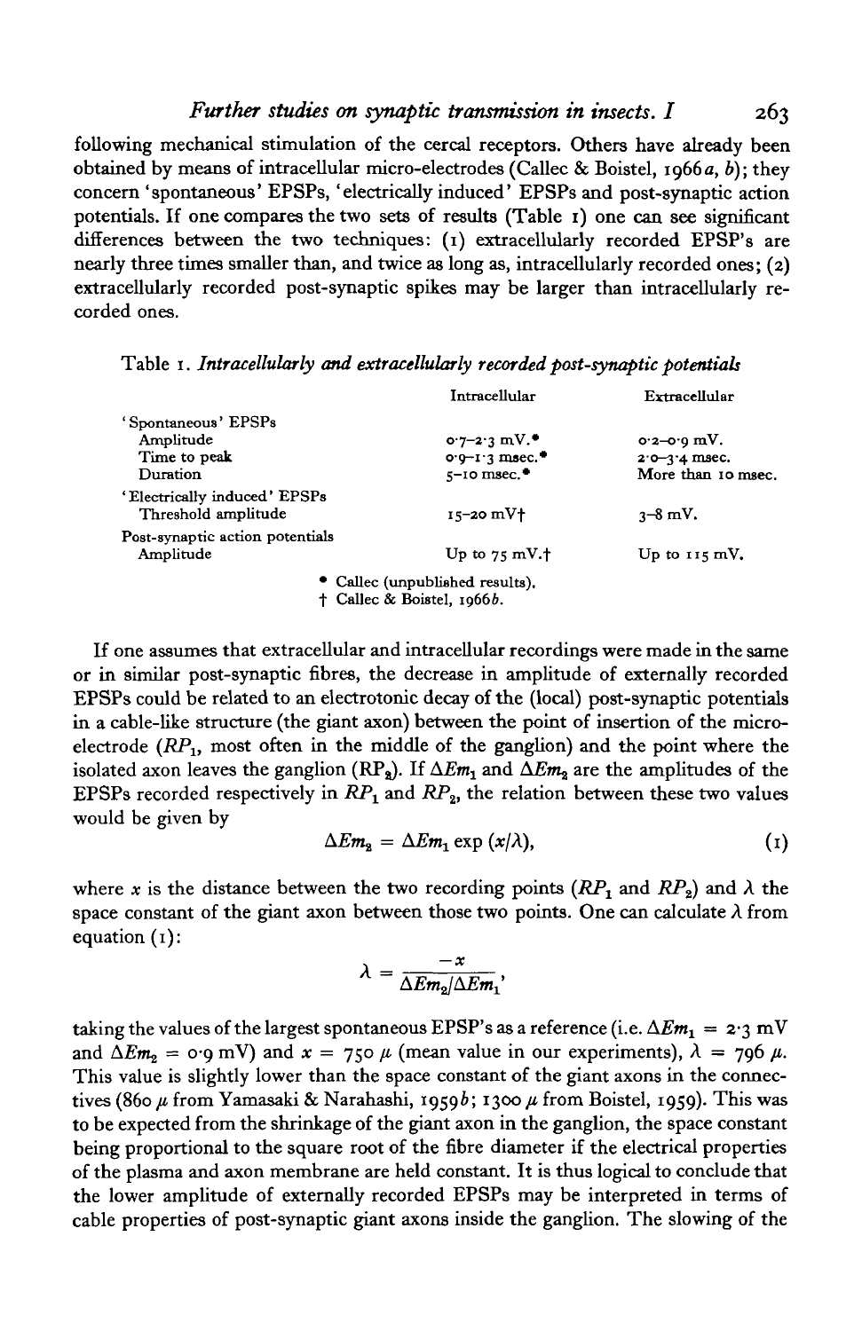following mechanical stimulation of the cercal receptors. Others have already been obtained by means of intracellular micro-electrodes (Callec & Boistel, 1966*a*, *b*); they concern 'spontaneous' EPSPs, 'electrically induced' EPSPs and post-synaptic action potentials. If one compares the two sets of results (Table 1) one can see significant differences between the two techniques: (1) extracellularly recorded EPSP's are nearly three times smaller than, and twice as long as, intracellularly recorded ones; (2) extracellularly recorded post-synaptic spikes may be larger than intracellularly recorded ones.

Table 1. *Intracellularly and extracellularly recorded post-synaptic potentials*

| | Intracellular | Extracellular |
|---|---|---|
| 'Spontaneous' EPSPs | | |
| Amplitude | 0·7–2·3 mV.* | 0·2–0·9 mV. |
| Time to peak | 0·9–1·3 msec.* | 2·0–3·4 msec. |
| Duration | 5–10 msec.* | More than 10 msec. |
| 'Electrically induced' EPSPs | | |
| Threshold amplitude | 15–20 mV† | 3–8 mV. |
| Post-synaptic action potentials | | |
| Amplitude | Up to 75 mV.† | Up to 115 mV. |

\* Callec (unpublished results).
† Callec & Boistel, 1966*b*.

If one assumes that extracellular and intracellular recordings were made in the same or in similar post-synaptic fibres, the decrease in amplitude of externally recorded EPSPs could be related to an electrotonic decay of the (local) post-synaptic potentials in a cable-like structure (the giant axon) between the point of insertion of the micro-electrode ($RP_1$, most often in the middle of the ganglion) and the point where the isolated axon leaves the ganglion ($RP_2$). If $\Delta Em_1$ and $\Delta Em_2$ are the amplitudes of the EPSPs recorded respectively in $RP_1$ and $RP_2$, the relation between these two values would be given by

$$\Delta Em_2 = \Delta Em_1 \exp(x/\lambda), \tag{1}$$

where $x$ is the distance between the two recording points ($RP_1$ and $RP_2$) and $\lambda$ the space constant of the giant axon between those two points. One can calculate $\lambda$ from equation (1):

$$\lambda = \frac{-x}{\Delta Em_2/\Delta Em_1},$$

taking the values of the largest spontaneous EPSP's as a reference (i.e. $\Delta Em_1 = 2·3$ mV and $\Delta Em_2 = 0·9$ mV) and $x = 750\ \mu$ (mean value in our experiments), $\lambda = 796\ \mu$. This value is slightly lower than the space constant of the giant axons in the connectives (860 $\mu$ from Yamasaki & Narahashi, 1959*b*; 1300 $\mu$ from Boistel, 1959). This was to be expected from the shrinkage of the giant axon in the ganglion, the space constant being proportional to the square root of the fibre diameter if the electrical properties of the plasma and axon membrane are held constant. It is thus logical to conclude that the lower amplitude of externally recorded EPSPs may be interpreted in terms of cable properties of post-synaptic giant axons inside the ganglion. The slowing of the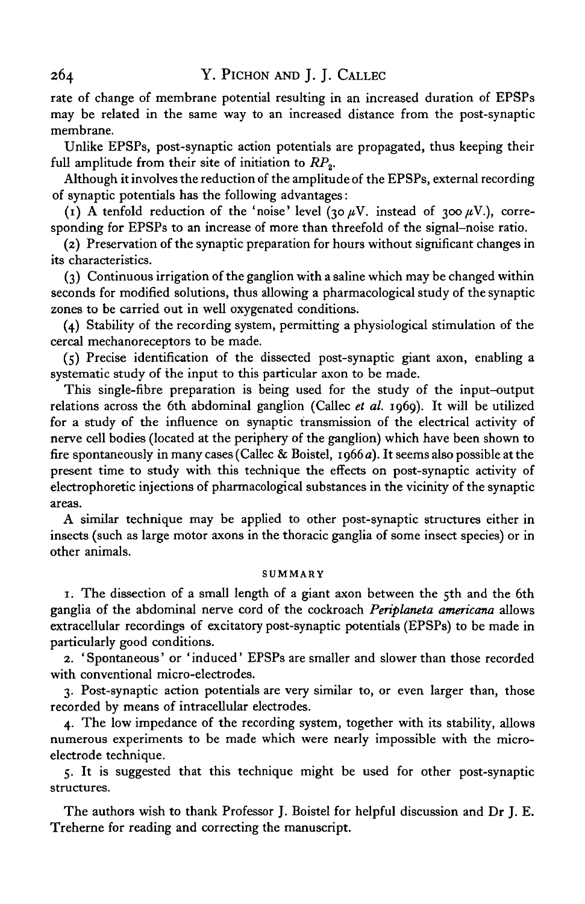rate of change of membrane potential resulting in an increased duration of EPSPs may be related in the same way to an increased distance from the post-synaptic membrane.

Unlike EPSPs, post-synaptic action potentials are propagated, thus keeping their full amplitude from their site of initiation to $RP_2$.

Although it involves the reduction of the amplitude of the EPSPs, external recording of synaptic potentials has the following advantages:

(1) A tenfold reduction of the 'noise' level (30 $\mu$V. instead of 300 $\mu$V.), corresponding for EPSPs to an increase of more than threefold of the signal–noise ratio.

(2) Preservation of the synaptic preparation for hours without significant changes in its characteristics.

(3) Continuous irrigation of the ganglion with a saline which may be changed within seconds for modified solutions, thus allowing a pharmacological study of the synaptic zones to be carried out in well oxygenated conditions.

(4) Stability of the recording system, permitting a physiological stimulation of the cercal mechanoreceptors to be made.

(5) Precise identification of the dissected post-synaptic giant axon, enabling a systematic study of the input to this particular axon to be made.

This single-fibre preparation is being used for the study of the input–output relations across the 6th abdominal ganglion (Callec *et al.* 1969). It will be utilized for a study of the influence on synaptic transmission of the electrical activity of nerve cell bodies (located at the periphery of the ganglion) which have been shown to fire spontaneously in many cases (Callec & Boistel, 1966*a*). It seems also possible at the present time to study with this technique the effects on post-synaptic activity of electrophoretic injections of pharmacological substances in the vicinity of the synaptic areas.

A similar technique may be applied to other post-synaptic structures either in insects (such as large motor axons in the thoracic ganglia of some insect species) or in other animals.

## SUMMARY

1. The dissection of a small length of a giant axon between the 5th and the 6th ganglia of the abdominal nerve cord of the cockroach *Periplaneta americana* allows extracellular recordings of excitatory post-synaptic potentials (EPSPs) to be made in particularly good conditions.

2. 'Spontaneous' or 'induced' EPSPs are smaller and slower than those recorded with conventional micro-electrodes.

3. Post-synaptic action potentials are very similar to, or even larger than, those recorded by means of intracellular electrodes.

4. The low impedance of the recording system, together with its stability, allows numerous experiments to be made which were nearly impossible with the micro-electrode technique.

5. It is suggested that this technique might be used for other post-synaptic structures.

The authors wish to thank Professor J. Boistel for helpful discussion and Dr J. E. Treherne for reading and correcting the manuscript.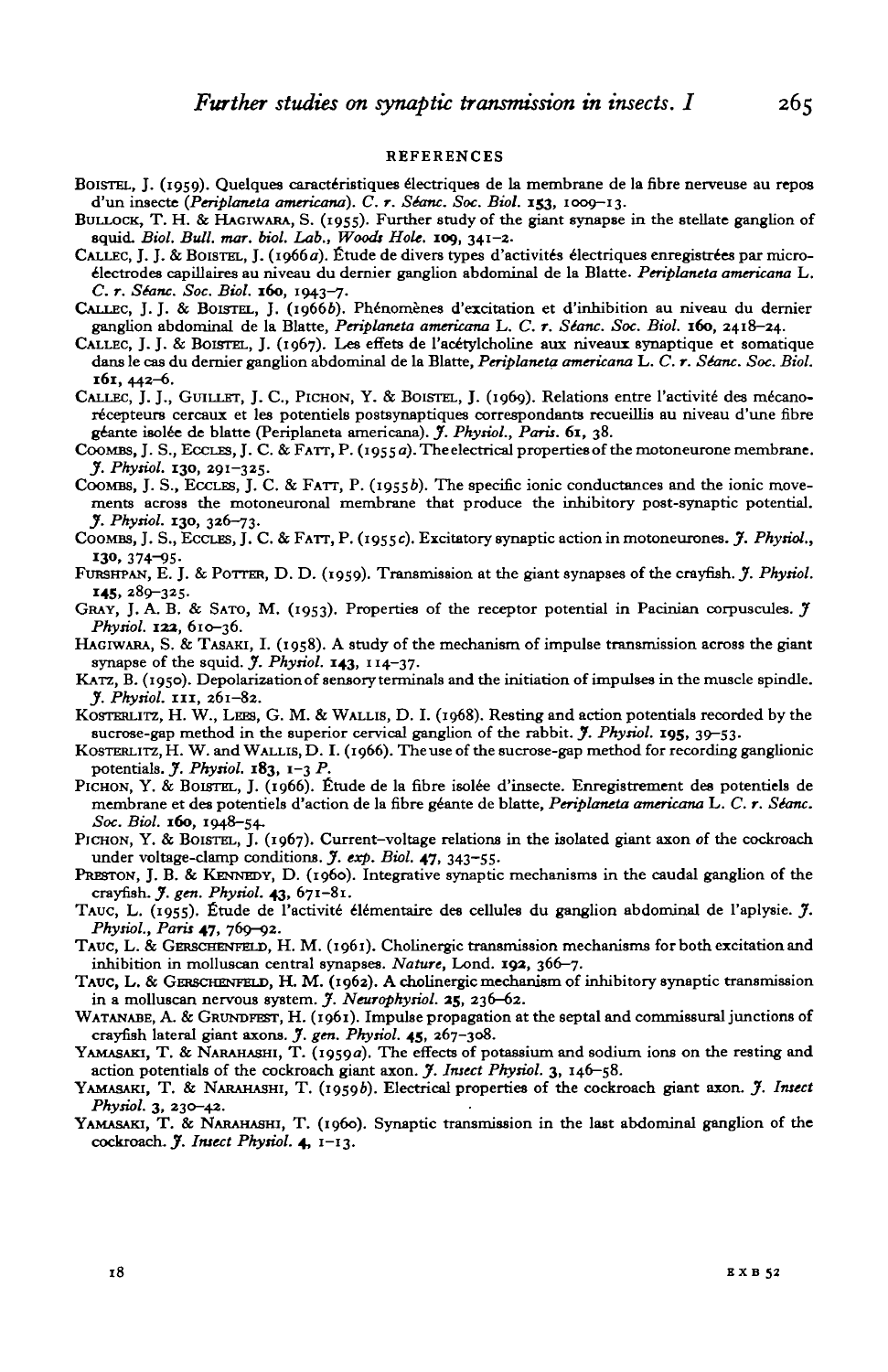## REFERENCES

BOISTEL, J. (1959). Quelques caractéristiques électriques de la membrane de la fibre nerveuse au repos d'un insecte (*Periplaneta americana*). *C. r. Séanc. Soc. Biol.* **153**, 1009–13.

BULLOCK, T. H. & HAGIWARA, S. (1955). Further study of the giant synapse in the stellate ganglion of squid. *Biol. Bull. mar. biol. Lab., Woods Hole.* **109**, 341–2.

CALLEC, J. J. & BOISTEL, J. (1966*a*). Étude de divers types d'activités électriques enregistrées par microélectrodes capillaires au niveau du dernier ganglion abdominal de la Blatte. *Periplaneta americana* L. *C. r. Séanc. Soc. Biol.* **160**, 1943–7.

CALLEC, J. J. & BOISTEL, J. (1966*b*). Phénomènes d'excitation et d'inhibition au niveau du dernier ganglion abdominal de la Blatte, *Periplaneta americana* L. *C. r. Séanc. Soc. Biol.* **160**, 2418–24.

CALLEC, J. J. & BOISTEL, J. (1967). Les effets de l'acétylcholine aux niveaux synaptique et somatique dans le cas du dernier ganglion abdominal de la Blatte, *Periplaneta americana* L. *C. r. Séanc. Soc. Biol.* **161**, 442–6.

CALLEC, J. J., GUILLET, J. C., PICHON, Y. & BOISTEL, J. (1969). Relations entre l'activité des mécanorécepteurs cercaux et les potentiels postsynaptiques correspondants recueillis au niveau d'une fibre géante isolée de blatte (Periplaneta americana). *J. Physiol., Paris.* **61**, 38.

COOMBS, J. S., ECCLES, J. C. & FATT, P. (1955*a*). The electrical properties of the motoneurone membrane. *J. Physiol.* **130**, 291–325.

COOMBS, J. S., ECCLES, J. C. & FATT, P. (1955*b*). The specific ionic conductances and the ionic movements across the motoneuronal membrane that produce the inhibitory post-synaptic potential. *J. Physiol.* **130**, 326–73.

COOMBS, J. S., ECCLES, J. C. & FATT, P. (1955*c*). Excitatory synaptic action in motoneurones. *J. Physiol.*, **130**, 374–95.

FURSHPAN, E. J. & POTTER, D. D. (1959). Transmission at the giant synapses of the crayfish. *J. Physiol.* **145**, 289–325.

GRAY, J. A. B. & SATO, M. (1953). Properties of the receptor potential in Pacinian corpuscules. *J Physiol.* **122**, 610–36.

HAGIWARA, S. & TASAKI, I. (1958). A study of the mechanism of impulse transmission across the giant synapse of the squid. *J. Physiol.* **143**, 114–37.

KATZ, B. (1950). Depolarization of sensory terminals and the initiation of impulses in the muscle spindle. *J. Physiol.* **111**, 261–82.

KOSTERLITZ, H. W., LEES, G. M. & WALLIS, D. I. (1968). Resting and action potentials recorded by the sucrose-gap method in the superior cervical ganglion of the rabbit. *J. Physiol.* **195**, 39–53.

KOSTERLITZ, H. W. and WALLIS, D. I. (1966). The use of the sucrose-gap method for recording ganglionic potentials. *J. Physiol.* **183**, 1–3 *P.*

PICHON, Y. & BOISTEL, J. (1966). Étude de la fibre isolée d'insecte. Enregistrement des potentiels de membrane et des potentiels d'action de la fibre géante de blatte, *Periplaneta americana* L. *C. r. Séanc. Soc. Biol.* **160**, 1948–54.

PICHON, Y. & BOISTEL, J. (1967). Current–voltage relations in the isolated giant axon of the cockroach under voltage-clamp conditions. *J. exp. Biol.* **47**, 343–55.

PRESTON, J. B. & KENNEDY, D. (1960). Integrative synaptic mechanisms in the caudal ganglion of the crayfish. *J. gen. Physiol.* **43**, 671–81.

TAUC, L. (1955). Étude de l'activité élémentaire des cellules du ganglion abdominal de l'aplysie. *J. Physiol., Paris* **47**, 769–92.

TAUC, L. & GERSCHENFELD, H. M. (1961). Cholinergic transmission mechanisms for both excitation and inhibition in molluscan central synapses. *Nature*, Lond. **192**, 366–7.

TAUC, L. & GERSCHENFELD, H. M. (1962). A cholinergic mechanism of inhibitory synaptic transmission in a molluscan nervous system. *J. Neurophysiol.* **25**, 236–62.

WATANABE, A. & GRUNDFEST, H. (1961). Impulse propagation at the septal and commissural junctions of crayfish lateral giant axons. *J. gen. Physiol.* **45**, 267–308.

YAMASAKI, T. & NARAHASHI, T. (1959*a*). The effects of potassium and sodium ions on the resting and action potentials of the cockroach giant axon. *J. Insect Physiol.* **3**, 146–58.

YAMASAKI, T. & NARAHASHI, T. (1959*b*). Electrical properties of the cockroach giant axon. *J. Insect Physiol.* **3**, 230–42.

YAMASAKI, T. & NARAHASHI, T. (1960). Synaptic transmission in the last abdominal ganglion of the cockroach. *J. Insect Physiol.* **4**, 1–13.